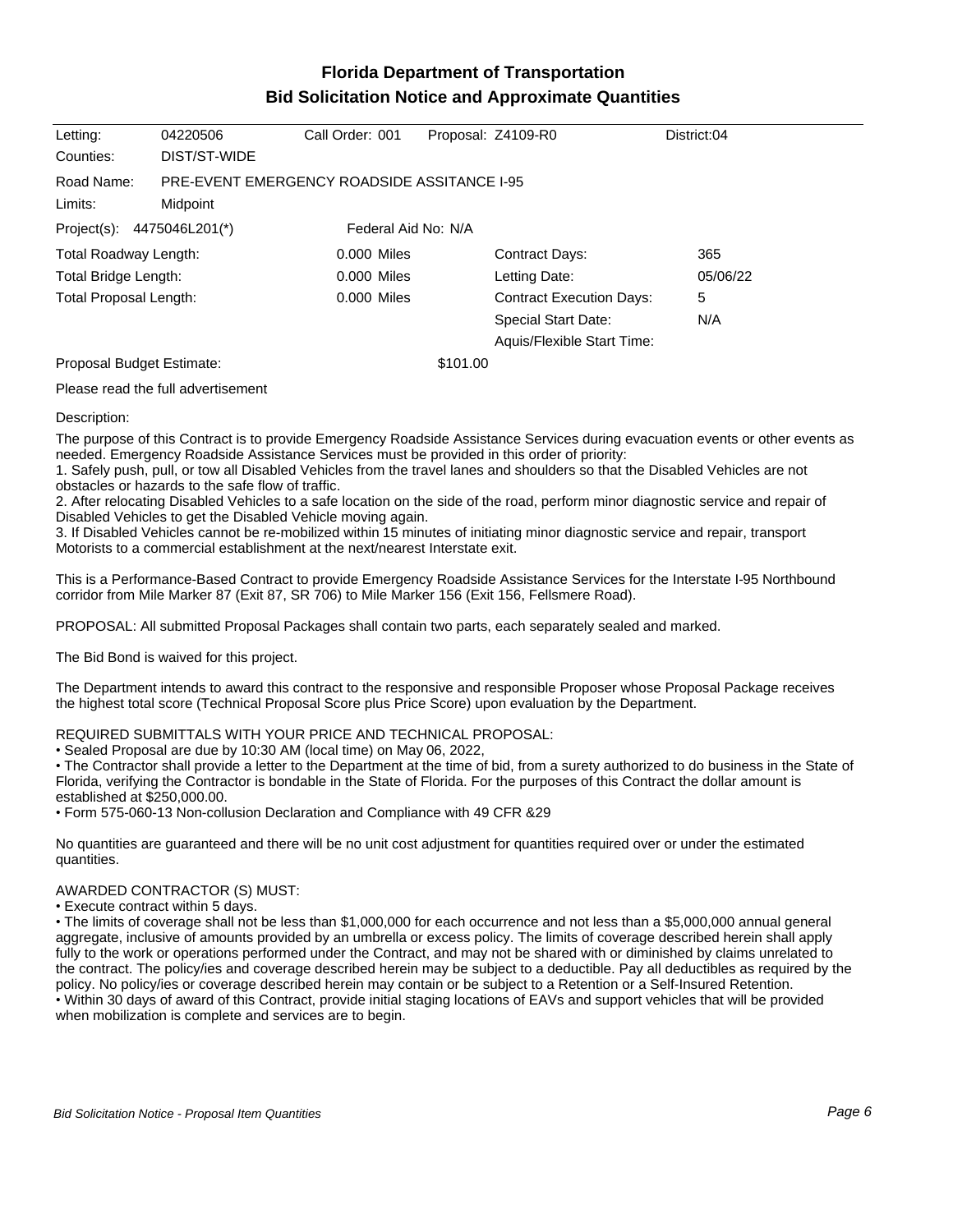# Florida Department of Transportation
## Bid Solicitation Notice and Approximate Quantities

| Letting: | 04220506 | Call Order: 001 | Proposal: Z4109-R0 | District:04 |
|---|---|---|---|---|
| Counties: | DIST/ST-WIDE | | | |

Road Name: PRE-EVENT EMERGENCY ROADSIDE ASSITANCE I-95

Limits: Midpoint

Project(s): 4475046L201(*) Federal Aid No: N/A

| | | | |
|---|---|---|---|
| Total Roadway Length: | 0.000 Miles | Contract Days: | 365 |
| Total Bridge Length: | 0.000 Miles | Letting Date: | 05/06/22 |
| Total Proposal Length: | 0.000 Miles | Contract Execution Days: | 5 |
| | | Special Start Date: | N/A |
| | | Aquis/Flexible Start Time: | |

Proposal Budget Estimate: $101.00

Please read the full advertisement

Description:

The purpose of this Contract is to provide Emergency Roadside Assistance Services during evacuation events or other events as needed. Emergency Roadside Assistance Services must be provided in this order of priority:
1. Safely push, pull, or tow all Disabled Vehicles from the travel lanes and shoulders so that the Disabled Vehicles are not obstacles or hazards to the safe flow of traffic.
2. After relocating Disabled Vehicles to a safe location on the side of the road, perform minor diagnostic service and repair of Disabled Vehicles to get the Disabled Vehicle moving again.
3. If Disabled Vehicles cannot be re-mobilized within 15 minutes of initiating minor diagnostic service and repair, transport Motorists to a commercial establishment at the next/nearest Interstate exit.

This is a Performance-Based Contract to provide Emergency Roadside Assistance Services for the Interstate I-95 Northbound corridor from Mile Marker 87 (Exit 87, SR 706) to Mile Marker 156 (Exit 156, Fellsmere Road).

PROPOSAL: All submitted Proposal Packages shall contain two parts, each separately sealed and marked.

The Bid Bond is waived for this project.

The Department intends to award this contract to the responsive and responsible Proposer whose Proposal Package receives the highest total score (Technical Proposal Score plus Price Score) upon evaluation by the Department.

REQUIRED SUBMITTALS WITH YOUR PRICE AND TECHNICAL PROPOSAL:
• Sealed Proposal are due by 10:30 AM (local time) on May 06, 2022,
• The Contractor shall provide a letter to the Department at the time of bid, from a surety authorized to do business in the State of Florida, verifying the Contractor is bondable in the State of Florida. For the purposes of this Contract the dollar amount is established at $250,000.00.
• Form 575-060-13 Non-collusion Declaration and Compliance with 49 CFR &29

No quantities are guaranteed and there will be no unit cost adjustment for quantities required over or under the estimated quantities.

AWARDED CONTRACTOR (S) MUST:
• Execute contract within 5 days.
• The limits of coverage shall not be less than $1,000,000 for each occurrence and not less than a $5,000,000 annual general aggregate, inclusive of amounts provided by an umbrella or excess policy. The limits of coverage described herein shall apply fully to the work or operations performed under the Contract, and may not be shared with or diminished by claims unrelated to the contract. The policy/ies and coverage described herein may be subject to a deductible. Pay all deductibles as required by the policy. No policy/ies or coverage described herein may contain or be subject to a Retention or a Self-Insured Retention.
• Within 30 days of award of this Contract, provide initial staging locations of EAVs and support vehicles that will be provided when mobilization is complete and services are to begin.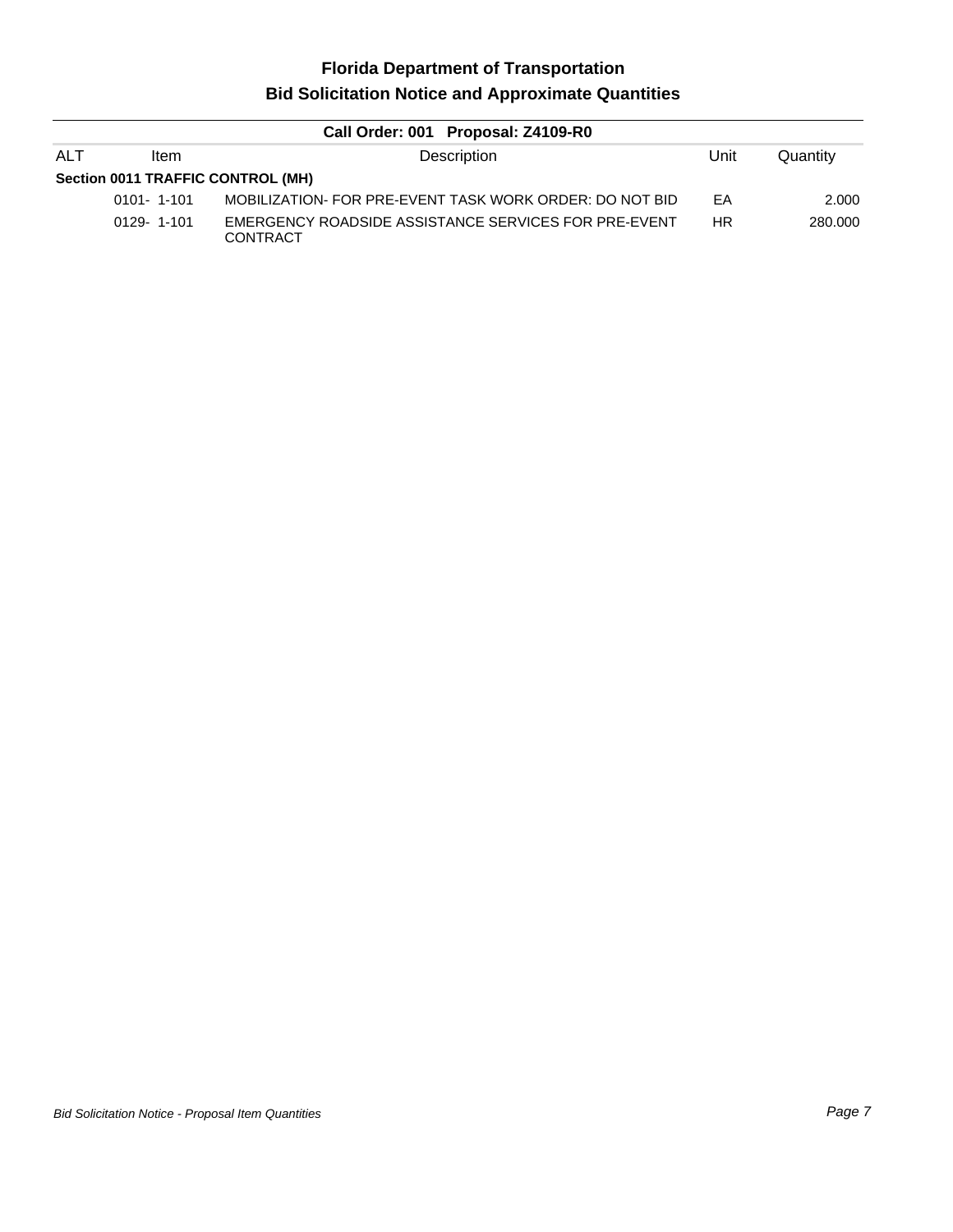# Florida Department of Transportation

## Bid Solicitation Notice and Approximate Quantities

### Call Order: 001 Proposal: Z4109-R0

| ALT | Item | Description | Unit | Quantity |
|---|---|---|---|---|
| **Section 0011 TRAFFIC CONTROL (MH)** | | | | |
| | 0101- 1-101 | MOBILIZATION- FOR PRE-EVENT TASK WORK ORDER: DO NOT BID | EA | 2.000 |
| | 0129- 1-101 | EMERGENCY ROADSIDE ASSISTANCE SERVICES FOR PRE-EVENT CONTRACT | HR | 280.000 |